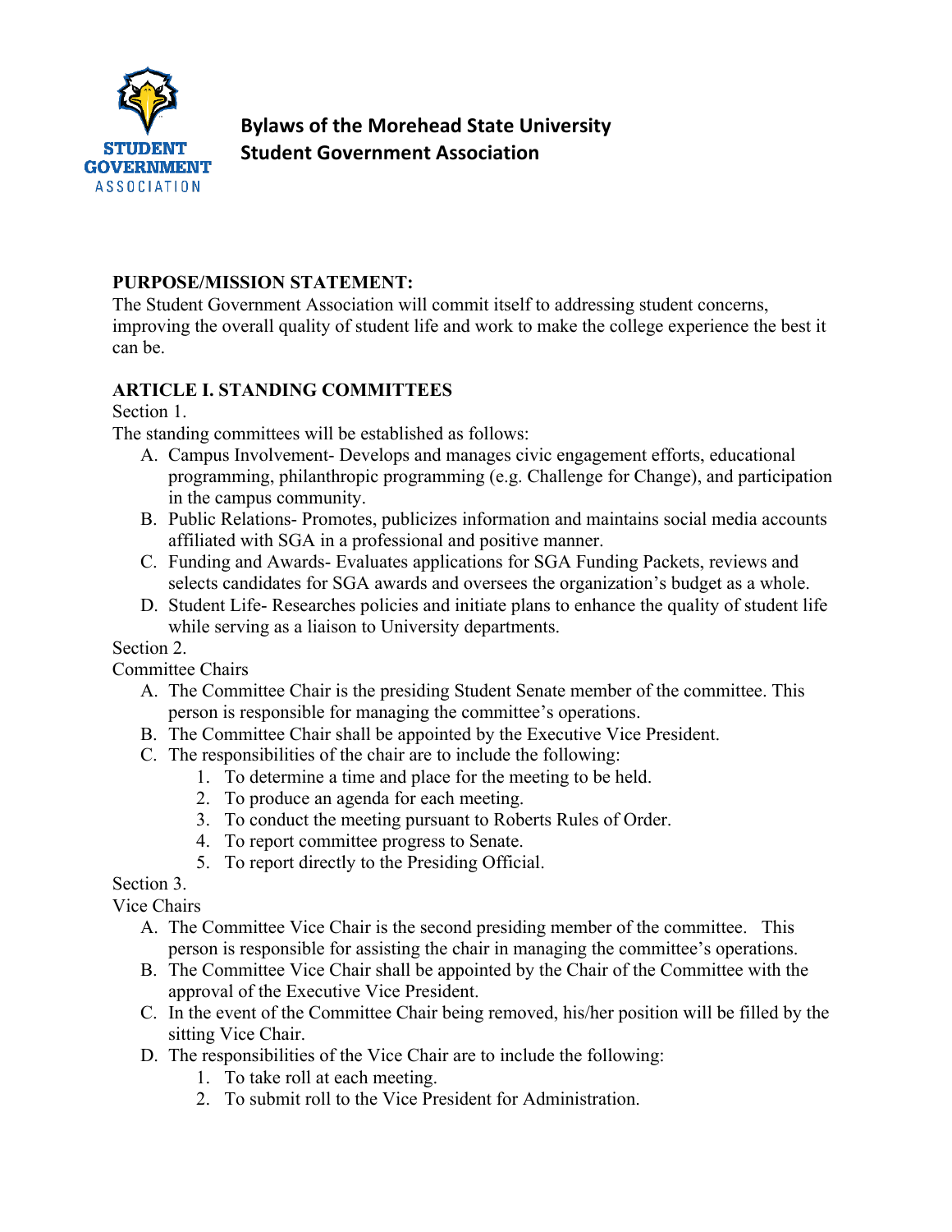# Bylaws of the Morehead State University Student Government Association

**PURPOSE/MISSION STATEMENT:**

The Student Government Association will commit itself to addressing student concerns, improving the overall quality of student life and work to make the college experience the best it can be.

## ARTICLE I. STANDING COMMITTEES

Section 1.

The standing committees will be established as follows:

A. Campus Involvement- Develops and manages civic engagement efforts, educational programming, philanthropic programming (e.g. Challenge for Change), and participation in the campus community.

B. Public Relations- Promotes, publicizes information and maintains social media accounts affiliated with SGA in a professional and positive manner.

C. Funding and Awards- Evaluates applications for SGA Funding Packets, reviews and selects candidates for SGA awards and oversees the organization's budget as a whole.

D. Student Life- Researches policies and initiate plans to enhance the quality of student life while serving as a liaison to University departments.

Section 2.

Committee Chairs

A. The Committee Chair is the presiding Student Senate member of the committee. This person is responsible for managing the committee's operations.

B. The Committee Chair shall be appointed by the Executive Vice President.

C. The responsibilities of the chair are to include the following:

1. To determine a time and place for the meeting to be held.
2. To produce an agenda for each meeting.
3. To conduct the meeting pursuant to Roberts Rules of Order.
4. To report committee progress to Senate.
5. To report directly to the Presiding Official.

Section 3.

Vice Chairs

A. The Committee Vice Chair is the second presiding member of the committee. This person is responsible for assisting the chair in managing the committee's operations.

B. The Committee Vice Chair shall be appointed by the Chair of the Committee with the approval of the Executive Vice President.

C. In the event of the Committee Chair being removed, his/her position will be filled by the sitting Vice Chair.

D. The responsibilities of the Vice Chair are to include the following:

1. To take roll at each meeting.
2. To submit roll to the Vice President for Administration.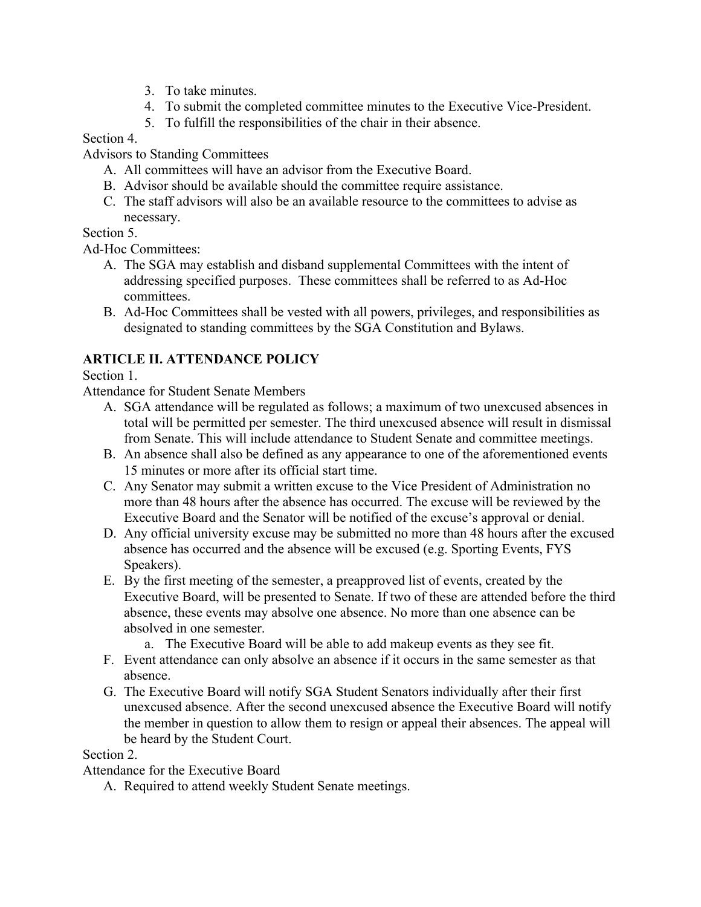3. To take minutes.
4. To submit the completed committee minutes to the Executive Vice-President.
5. To fulfill the responsibilities of the chair in their absence.

Section 4.

Advisors to Standing Committees

A. All committees will have an advisor from the Executive Board.
B. Advisor should be available should the committee require assistance.
C. The staff advisors will also be an available resource to the committees to advise as necessary.

Section 5.

Ad-Hoc Committees:

A. The SGA may establish and disband supplemental Committees with the intent of addressing specified purposes. These committees shall be referred to as Ad-Hoc committees.
B. Ad-Hoc Committees shall be vested with all powers, privileges, and responsibilities as designated to standing committees by the SGA Constitution and Bylaws.

## ARTICLE II. ATTENDANCE POLICY

Section 1.

Attendance for Student Senate Members

A. SGA attendance will be regulated as follows; a maximum of two unexcused absences in total will be permitted per semester. The third unexcused absence will result in dismissal from Senate. This will include attendance to Student Senate and committee meetings.
B. An absence shall also be defined as any appearance to one of the aforementioned events 15 minutes or more after its official start time.
C. Any Senator may submit a written excuse to the Vice President of Administration no more than 48 hours after the absence has occurred. The excuse will be reviewed by the Executive Board and the Senator will be notified of the excuse's approval or denial.
D. Any official university excuse may be submitted no more than 48 hours after the excused absence has occurred and the absence will be excused (e.g. Sporting Events, FYS Speakers).
E. By the first meeting of the semester, a preapproved list of events, created by the Executive Board, will be presented to Senate. If two of these are attended before the third absence, these events may absolve one absence. No more than one absence can be absolved in one semester.
    a. The Executive Board will be able to add makeup events as they see fit.
F. Event attendance can only absolve an absence if it occurs in the same semester as that absence.
G. The Executive Board will notify SGA Student Senators individually after their first unexcused absence. After the second unexcused absence the Executive Board will notify the member in question to allow them to resign or appeal their absences. The appeal will be heard by the Student Court.

Section 2.

Attendance for the Executive Board

A. Required to attend weekly Student Senate meetings.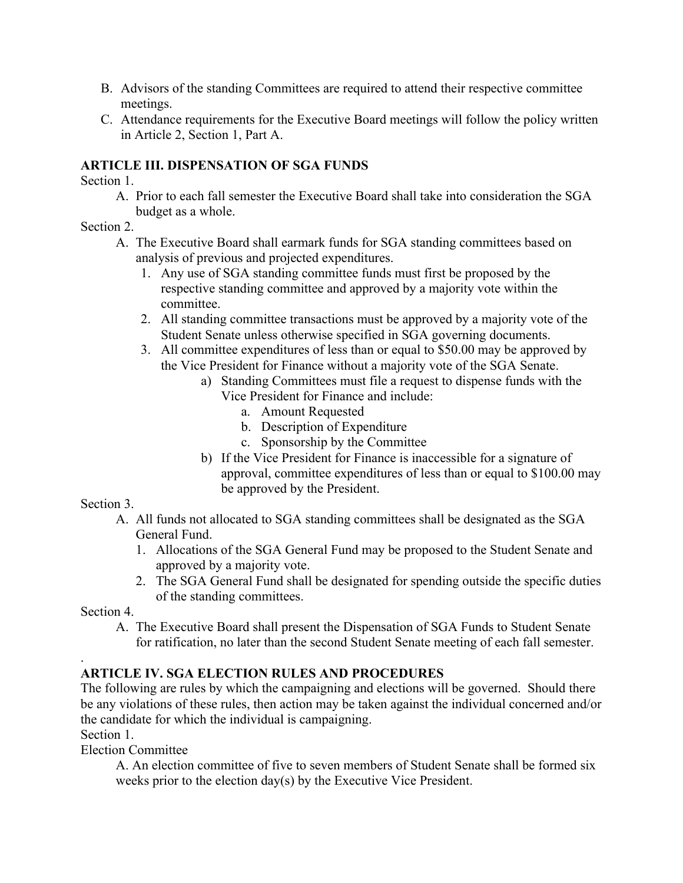B. Advisors of the standing Committees are required to attend their respective committee meetings.

C. Attendance requirements for the Executive Board meetings will follow the policy written in Article 2, Section 1, Part A.

## ARTICLE III. DISPENSATION OF SGA FUNDS

Section 1.

A. Prior to each fall semester the Executive Board shall take into consideration the SGA budget as a whole.

Section 2.

A. The Executive Board shall earmark funds for SGA standing committees based on analysis of previous and projected expenditures.
   1. Any use of SGA standing committee funds must first be proposed by the respective standing committee and approved by a majority vote within the committee.
   2. All standing committee transactions must be approved by a majority vote of the Student Senate unless otherwise specified in SGA governing documents.
   3. All committee expenditures of less than or equal to $50.00 may be approved by the Vice President for Finance without a majority vote of the SGA Senate.
      - a) Standing Committees must file a request to dispense funds with the Vice President for Finance and include:
        - a. Amount Requested
        - b. Description of Expenditure
        - c. Sponsorship by the Committee
      - b) If the Vice President for Finance is inaccessible for a signature of approval, committee expenditures of less than or equal to $100.00 may be approved by the President.

Section 3.

A. All funds not allocated to SGA standing committees shall be designated as the SGA General Fund.
   1. Allocations of the SGA General Fund may be proposed to the Student Senate and approved by a majority vote.
   2. The SGA General Fund shall be designated for spending outside the specific duties of the standing committees.

Section 4.

A. The Executive Board shall present the Dispensation of SGA Funds to Student Senate for ratification, no later than the second Student Senate meeting of each fall semester.

.

## ARTICLE IV. SGA ELECTION RULES AND PROCEDURES

The following are rules by which the campaigning and elections will be governed. Should there be any violations of these rules, then action may be taken against the individual concerned and/or the candidate for which the individual is campaigning.

Section 1.

Election Committee

A. An election committee of five to seven members of Student Senate shall be formed six weeks prior to the election day(s) by the Executive Vice President.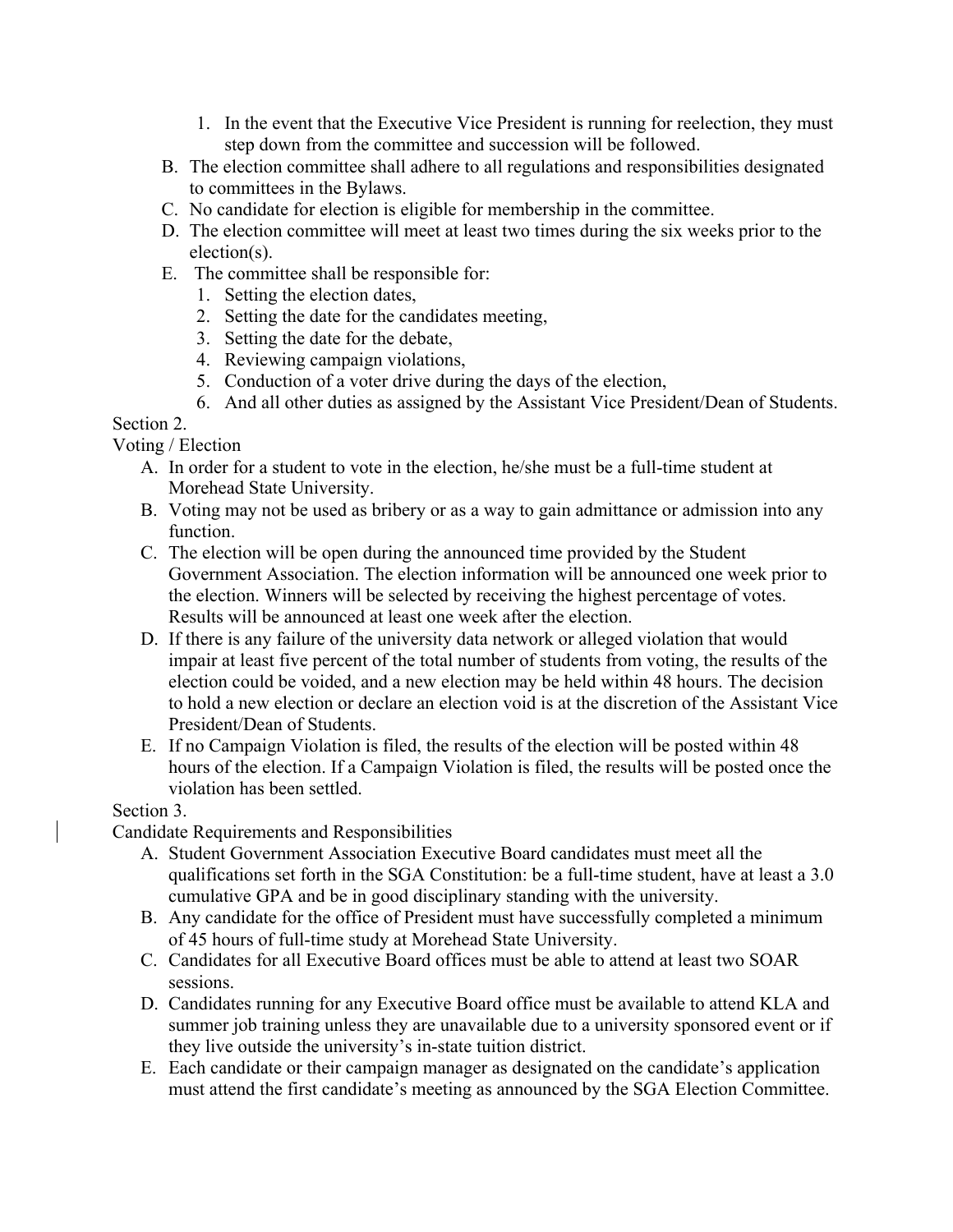1. In the event that the Executive Vice President is running for reelection, they must step down from the committee and succession will be followed.

B. The election committee shall adhere to all regulations and responsibilities designated to committees in the Bylaws.

C. No candidate for election is eligible for membership in the committee.

D. The election committee will meet at least two times during the six weeks prior to the election(s).

E. The committee shall be responsible for:
   1. Setting the election dates,
   2. Setting the date for the candidates meeting,
   3. Setting the date for the debate,
   4. Reviewing campaign violations,
   5. Conduction of a voter drive during the days of the election,
   6. And all other duties as assigned by the Assistant Vice President/Dean of Students.

Section 2.

Voting / Election

A. In order for a student to vote in the election, he/she must be a full-time student at Morehead State University.

B. Voting may not be used as bribery or as a way to gain admittance or admission into any function.

C. The election will be open during the announced time provided by the Student Government Association. The election information will be announced one week prior to the election. Winners will be selected by receiving the highest percentage of votes. Results will be announced at least one week after the election.

D. If there is any failure of the university data network or alleged violation that would impair at least five percent of the total number of students from voting, the results of the election could be voided, and a new election may be held within 48 hours. The decision to hold a new election or declare an election void is at the discretion of the Assistant Vice President/Dean of Students.

E. If no Campaign Violation is filed, the results of the election will be posted within 48 hours of the election. If a Campaign Violation is filed, the results will be posted once the violation has been settled.

Section 3.

Candidate Requirements and Responsibilities

A. Student Government Association Executive Board candidates must meet all the qualifications set forth in the SGA Constitution: be a full-time student, have at least a 3.0 cumulative GPA and be in good disciplinary standing with the university.

B. Any candidate for the office of President must have successfully completed a minimum of 45 hours of full-time study at Morehead State University.

C. Candidates for all Executive Board offices must be able to attend at least two SOAR sessions.

D. Candidates running for any Executive Board office must be available to attend KLA and summer job training unless they are unavailable due to a university sponsored event or if they live outside the university's in-state tuition district.

E. Each candidate or their campaign manager as designated on the candidate's application must attend the first candidate's meeting as announced by the SGA Election Committee.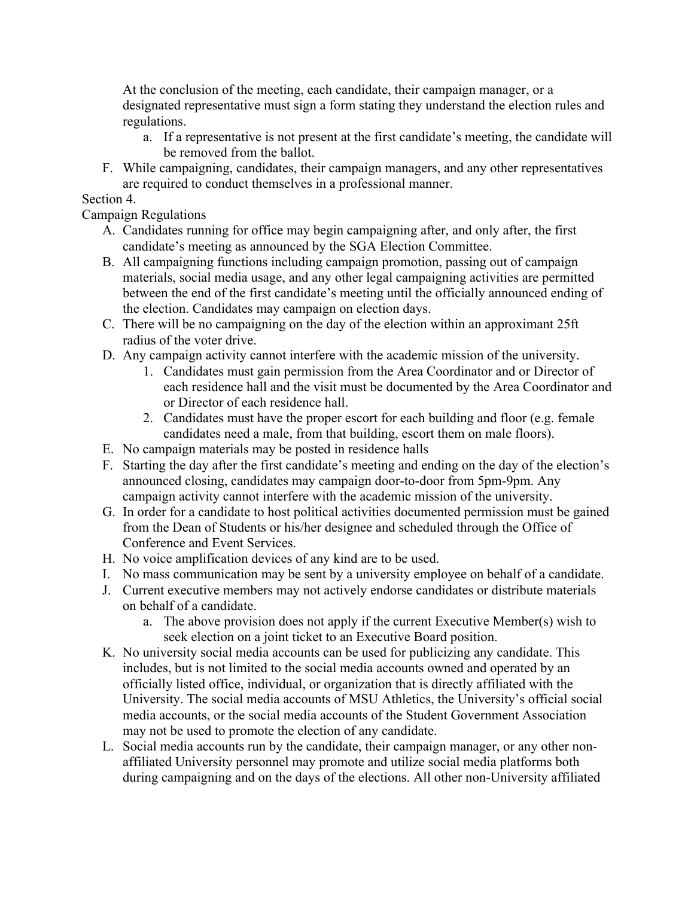At the conclusion of the meeting, each candidate, their campaign manager, or a designated representative must sign a form stating they understand the election rules and regulations.

   a. If a representative is not present at the first candidate's meeting, the candidate will be removed from the ballot.

F. While campaigning, candidates, their campaign managers, and any other representatives are required to conduct themselves in a professional manner.

Section 4.

Campaign Regulations

A. Candidates running for office may begin campaigning after, and only after, the first candidate's meeting as announced by the SGA Election Committee.

B. All campaigning functions including campaign promotion, passing out of campaign materials, social media usage, and any other legal campaigning activities are permitted between the end of the first candidate's meeting until the officially announced ending of the election. Candidates may campaign on election days.

C. There will be no campaigning on the day of the election within an approximant 25ft radius of the voter drive.

D. Any campaign activity cannot interfere with the academic mission of the university.

   1. Candidates must gain permission from the Area Coordinator and or Director of each residence hall and the visit must be documented by the Area Coordinator and or Director of each residence hall.
   2. Candidates must have the proper escort for each building and floor (e.g. female candidates need a male, from that building, escort them on male floors).

E. No campaign materials may be posted in residence halls

F. Starting the day after the first candidate's meeting and ending on the day of the election's announced closing, candidates may campaign door-to-door from 5pm-9pm. Any campaign activity cannot interfere with the academic mission of the university.

G. In order for a candidate to host political activities documented permission must be gained from the Dean of Students or his/her designee and scheduled through the Office of Conference and Event Services.

H. No voice amplification devices of any kind are to be used.

I. No mass communication may be sent by a university employee on behalf of a candidate.

J. Current executive members may not actively endorse candidates or distribute materials on behalf of a candidate.

   a. The above provision does not apply if the current Executive Member(s) wish to seek election on a joint ticket to an Executive Board position.

K. No university social media accounts can be used for publicizing any candidate. This includes, but is not limited to the social media accounts owned and operated by an officially listed office, individual, or organization that is directly affiliated with the University. The social media accounts of MSU Athletics, the University's official social media accounts, or the social media accounts of the Student Government Association may not be used to promote the election of any candidate.

L. Social media accounts run by the candidate, their campaign manager, or any other non-affiliated University personnel may promote and utilize social media platforms both during campaigning and on the days of the elections. All other non-University affiliated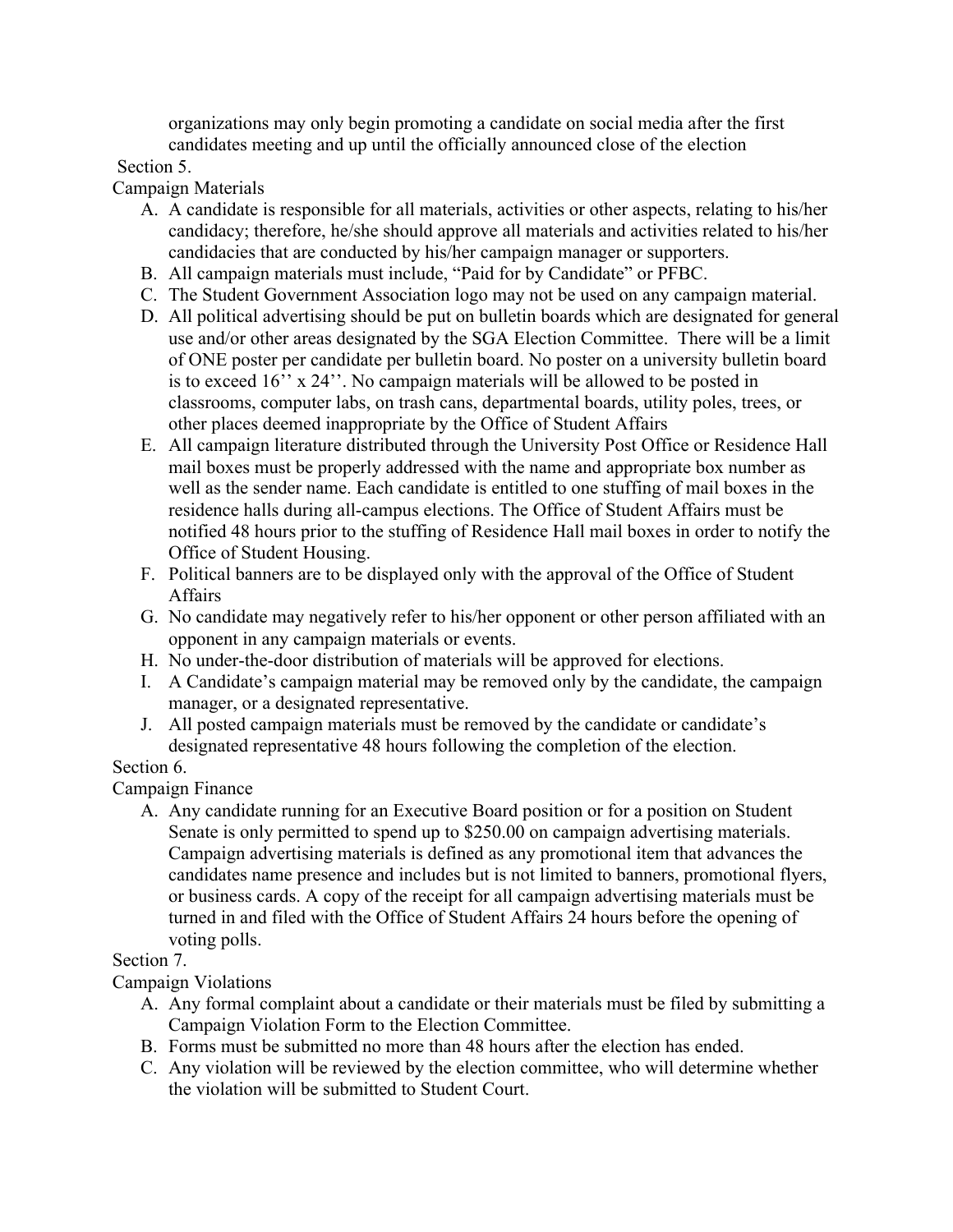organizations may only begin promoting a candidate on social media after the first candidates meeting and up until the officially announced close of the election

Section 5.

Campaign Materials

A. A candidate is responsible for all materials, activities or other aspects, relating to his/her candidacy; therefore, he/she should approve all materials and activities related to his/her candidacies that are conducted by his/her campaign manager or supporters.
B. All campaign materials must include, “Paid for by Candidate” or PFBC.
C. The Student Government Association logo may not be used on any campaign material.
D. All political advertising should be put on bulletin boards which are designated for general use and/or other areas designated by the SGA Election Committee. There will be a limit of ONE poster per candidate per bulletin board. No poster on a university bulletin board is to exceed 16’’ x 24’’. No campaign materials will be allowed to be posted in classrooms, computer labs, on trash cans, departmental boards, utility poles, trees, or other places deemed inappropriate by the Office of Student Affairs
E. All campaign literature distributed through the University Post Office or Residence Hall mail boxes must be properly addressed with the name and appropriate box number as well as the sender name. Each candidate is entitled to one stuffing of mail boxes in the residence halls during all-campus elections. The Office of Student Affairs must be notified 48 hours prior to the stuffing of Residence Hall mail boxes in order to notify the Office of Student Housing.
F. Political banners are to be displayed only with the approval of the Office of Student Affairs
G. No candidate may negatively refer to his/her opponent or other person affiliated with an opponent in any campaign materials or events.
H. No under-the-door distribution of materials will be approved for elections.
I. A Candidate’s campaign material may be removed only by the candidate, the campaign manager, or a designated representative.
J. All posted campaign materials must be removed by the candidate or candidate’s designated representative 48 hours following the completion of the election.

Section 6.

Campaign Finance

A. Any candidate running for an Executive Board position or for a position on Student Senate is only permitted to spend up to $250.00 on campaign advertising materials. Campaign advertising materials is defined as any promotional item that advances the candidates name presence and includes but is not limited to banners, promotional flyers, or business cards. A copy of the receipt for all campaign advertising materials must be turned in and filed with the Office of Student Affairs 24 hours before the opening of voting polls.

Section 7.

Campaign Violations

A. Any formal complaint about a candidate or their materials must be filed by submitting a Campaign Violation Form to the Election Committee.
B. Forms must be submitted no more than 48 hours after the election has ended.
C. Any violation will be reviewed by the election committee, who will determine whether the violation will be submitted to Student Court.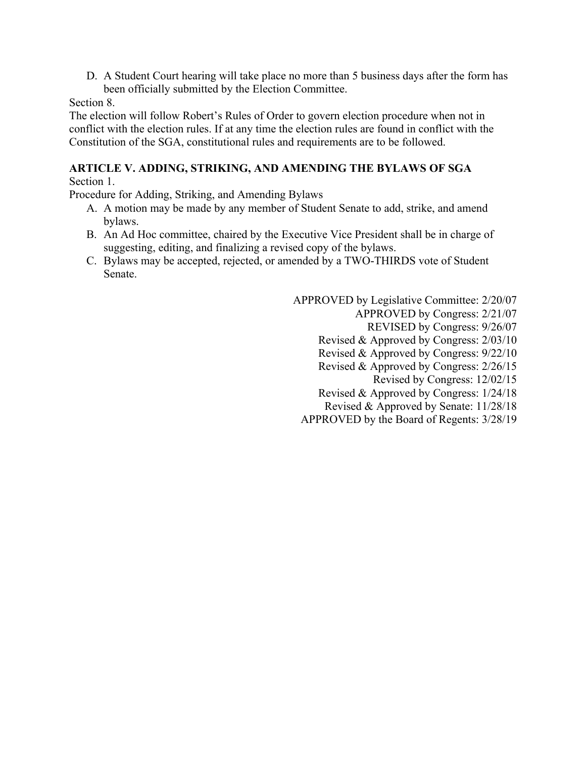D. A Student Court hearing will take place no more than 5 business days after the form has been officially submitted by the Election Committee.

Section 8.

The election will follow Robert's Rules of Order to govern election procedure when not in conflict with the election rules. If at any time the election rules are found in conflict with the Constitution of the SGA, constitutional rules and requirements are to be followed.

**ARTICLE V. ADDING, STRIKING, AND AMENDING THE BYLAWS OF SGA**

Section 1.

Procedure for Adding, Striking, and Amending Bylaws

A. A motion may be made by any member of Student Senate to add, strike, and amend bylaws.
B. An Ad Hoc committee, chaired by the Executive Vice President shall be in charge of suggesting, editing, and finalizing a revised copy of the bylaws.
C. Bylaws may be accepted, rejected, or amended by a TWO-THIRDS vote of Student Senate.

APPROVED by Legislative Committee: 2/20/07
APPROVED by Congress: 2/21/07
REVISED by Congress: 9/26/07
Revised & Approved by Congress: 2/03/10
Revised & Approved by Congress: 9/22/10
Revised & Approved by Congress: 2/26/15
Revised by Congress: 12/02/15
Revised & Approved by Congress: 1/24/18
Revised & Approved by Senate: 11/28/18
APPROVED by the Board of Regents: 3/28/19